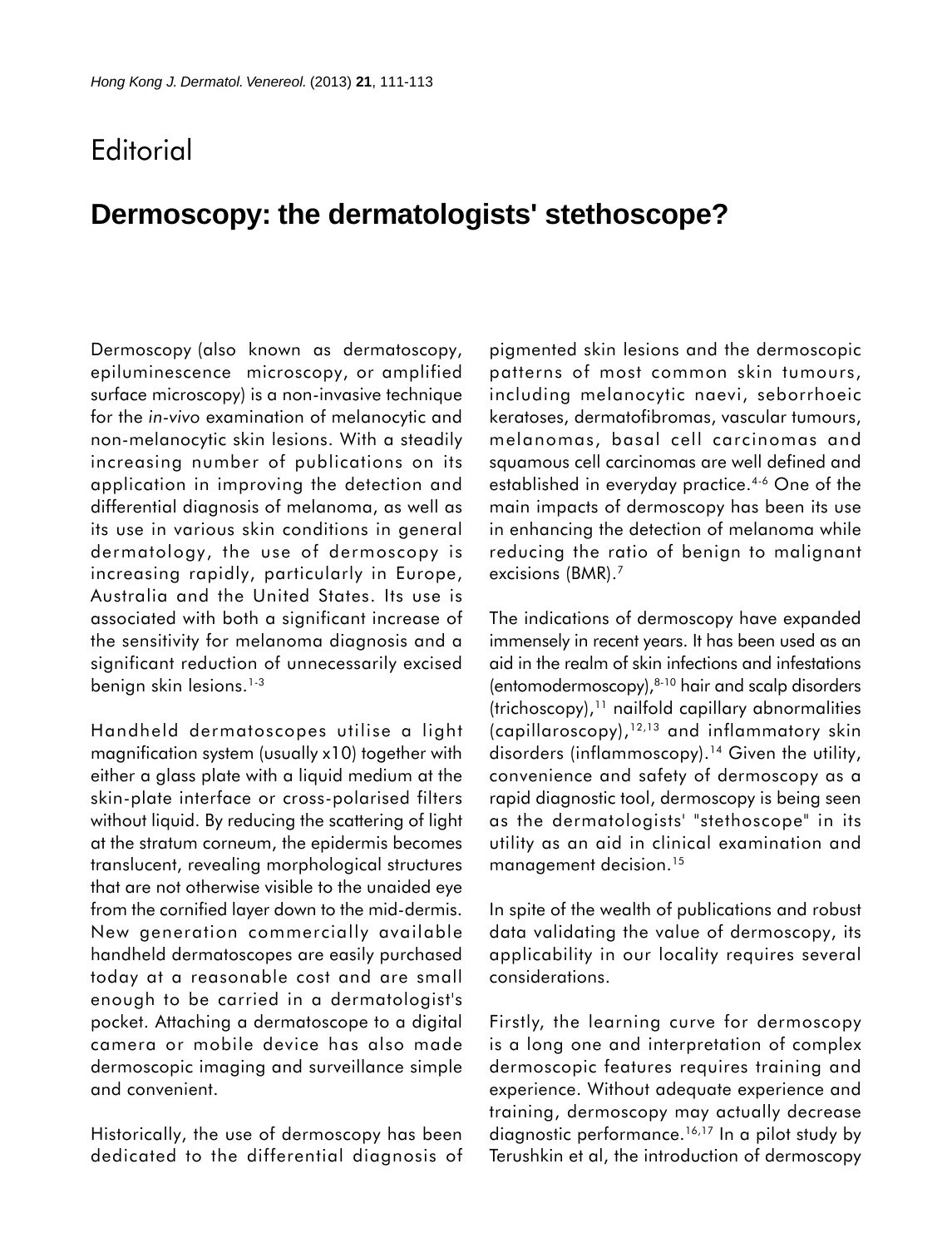# Editorial

## Dermoscopy: the dermatologists' stethoscope?

Dermoscopy (also known as dermatoscopy, epiluminescence microscopy, or amplified surface microscopy) is a non-invasive technique for the *in-vivo* examination of melanocytic and non-melanocytic skin lesions. With a steadily increasing number of publications on its application in improving the detection and differential diagnosis of melanoma, as well as its use in various skin conditions in general dermatology, the use of dermoscopy is increasing rapidly, particularly in Europe, Australia and the United States. Its use is associated with both a significant increase of the sensitivity for melanoma diagnosis and a significant reduction of unnecessarily excised benign skin lesions.[1-3]

Handheld dermatoscopes utilise a light magnification system (usually x10) together with either a glass plate with a liquid medium at the skin-plate interface or cross-polarised filters without liquid. By reducing the scattering of light at the stratum corneum, the epidermis becomes translucent, revealing morphological structures that are not otherwise visible to the unaided eye from the cornified layer down to the mid-dermis. New generation commercially available handheld dermatoscopes are easily purchased today at a reasonable cost and are small enough to be carried in a dermatologist's pocket. Attaching a dermatoscope to a digital camera or mobile device has also made dermoscopic imaging and surveillance simple and convenient.

Historically, the use of dermoscopy has been dedicated to the differential diagnosis of pigmented skin lesions and the dermoscopic patterns of most common skin tumours, including melanocytic naevi, seborrhoeic keratoses, dermatofibromas, vascular tumours, melanomas, basal cell carcinomas and squamous cell carcinomas are well defined and established in everyday practice.[4-6] One of the main impacts of dermoscopy has been its use in enhancing the detection of melanoma while reducing the ratio of benign to malignant excisions (BMR).[7]

The indications of dermoscopy have expanded immensely in recent years. It has been used as an aid in the realm of skin infections and infestations (entomodermoscopy),[8-10] hair and scalp disorders (trichoscopy),[11] nailfold capillary abnormalities (capillaroscopy),[12,13] and inflammatory skin disorders (inflammoscopy).[14] Given the utility, convenience and safety of dermoscopy as a rapid diagnostic tool, dermoscopy is being seen as the dermatologists' "stethoscope" in its utility as an aid in clinical examination and management decision.[15]

In spite of the wealth of publications and robust data validating the value of dermoscopy, its applicability in our locality requires several considerations.

Firstly, the learning curve for dermoscopy is a long one and interpretation of complex dermoscopic features requires training and experience. Without adequate experience and training, dermoscopy may actually decrease diagnostic performance.[16,17] In a pilot study by Terushkin et al, the introduction of dermoscopy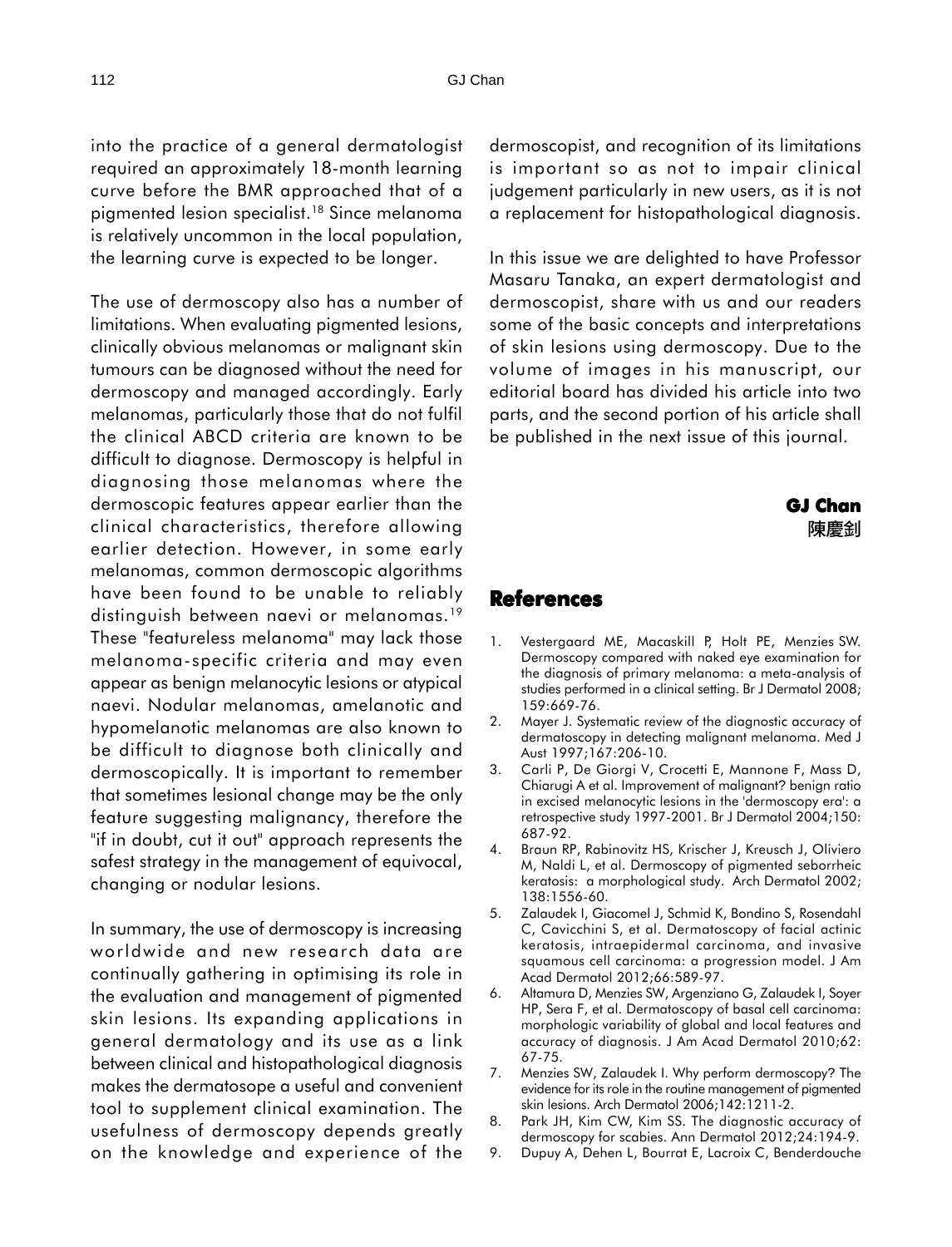into the practice of a general dermatologist required an approximately 18-month learning curve before the BMR approached that of a pigmented lesion specialist.[18] Since melanoma is relatively uncommon in the local population, the learning curve is expected to be longer.

The use of dermoscopy also has a number of limitations. When evaluating pigmented lesions, clinically obvious melanomas or malignant skin tumours can be diagnosed without the need for dermoscopy and managed accordingly. Early melanomas, particularly those that do not fulfil the clinical ABCD criteria are known to be difficult to diagnose. Dermoscopy is helpful in diagnosing those melanomas where the dermoscopic features appear earlier than the clinical characteristics, therefore allowing earlier detection. However, in some early melanomas, common dermoscopic algorithms have been found to be unable to reliably distinguish between naevi or melanomas.[19] These "featureless melanoma" may lack those melanoma-specific criteria and may even appear as benign melanocytic lesions or atypical naevi. Nodular melanomas, amelanotic and hypomelanotic melanomas are also known to be difficult to diagnose both clinically and dermoscopically. It is important to remember that sometimes lesional change may be the only feature suggesting malignancy, therefore the "if in doubt, cut it out" approach represents the safest strategy in the management of equivocal, changing or nodular lesions.

In summary, the use of dermoscopy is increasing worldwide and new research data are continually gathering in optimising its role in the evaluation and management of pigmented skin lesions. Its expanding applications in general dermatology and its use as a link between clinical and histopathological diagnosis makes the dermatosope a useful and convenient tool to supplement clinical examination. The usefulness of dermoscopy depends greatly on the knowledge and experience of the dermoscopist, and recognition of its limitations is important so as not to impair clinical judgement particularly in new users, as it is not a replacement for histopathological diagnosis.

In this issue we are delighted to have Professor Masaru Tanaka, an expert dermatologist and dermoscopist, share with us and our readers some of the basic concepts and interpretations of skin lesions using dermoscopy. Due to the volume of images in his manuscript, our editorial board has divided his article into two parts, and the second portion of his article shall be published in the next issue of this journal.

**GJ Chan**
**陳慶釗**

## References

1. Vestergaard ME, Macaskill P, Holt PE, Menzies SW. Dermoscopy compared with naked eye examination for the diagnosis of primary melanoma: a meta-analysis of studies performed in a clinical setting. Br J Dermatol 2008; 159:669-76.
2. Mayer J. Systematic review of the diagnostic accuracy of dermatoscopy in detecting malignant melanoma. Med J Aust 1997;167:206-10.
3. Carli P, De Giorgi V, Crocetti E, Mannone F, Mass D, Chiarugi A et al. Improvement of malignant? benign ratio in excised melanocytic lesions in the 'dermoscopy era': a retrospective study 1997-2001. Br J Dermatol 2004;150: 687-92.
4. Braun RP, Rabinovitz HS, Krischer J, Kreusch J, Oliviero M, Naldi L, et al. Dermoscopy of pigmented seborrheic keratosis: a morphological study. Arch Dermatol 2002; 138:1556-60.
5. Zalaudek I, Giacomel J, Schmid K, Bondino S, Rosendahl C, Cavicchini S, et al. Dermatoscopy of facial actinic keratosis, intraepidermal carcinoma, and invasive squamous cell carcinoma: a progression model. J Am Acad Dermatol 2012;66:589-97.
6. Altamura D, Menzies SW, Argenziano G, Zalaudek I, Soyer HP, Sera F, et al. Dermatoscopy of basal cell carcinoma: morphologic variability of global and local features and accuracy of diagnosis. J Am Acad Dermatol 2010;62: 67-75.
7. Menzies SW, Zalaudek I. Why perform dermoscopy? The evidence for its role in the routine management of pigmented skin lesions. Arch Dermatol 2006;142:1211-2.
8. Park JH, Kim CW, Kim SS. The diagnostic accuracy of dermoscopy for scabies. Ann Dermatol 2012;24:194-9.
9. Dupuy A, Dehen L, Bourrat E, Lacroix C, Benderdouche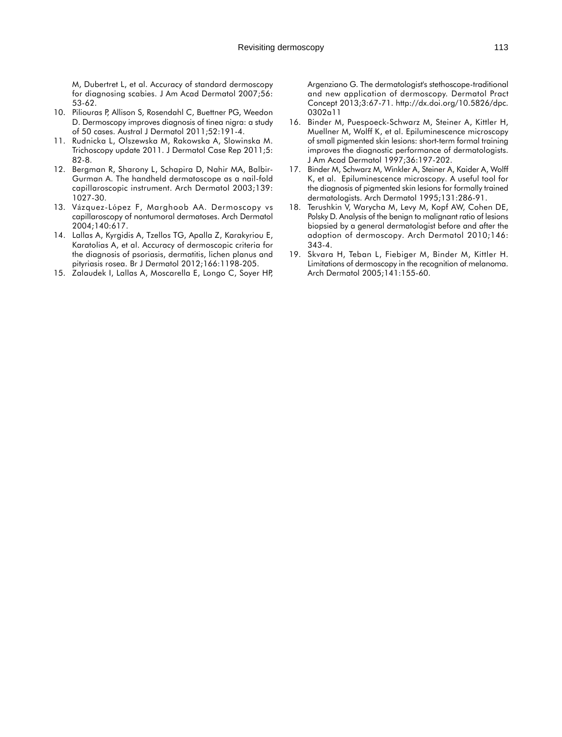M, Dubertret L, et al. Accuracy of standard dermoscopy for diagnosing scabies. J Am Acad Dermatol 2007;56: 53-62.

10. Piliouras P, Allison S, Rosendahl C, Buettner PG, Weedon D. Dermoscopy improves diagnosis of tinea nigra: a study of 50 cases. Austral J Dermatol 2011;52:191-4.
11. Rudnicka L, Olszewska M, Rakowska A, Slowinska M. Trichoscopy update 2011. J Dermatol Case Rep 2011;5: 82-8.
12. Bergman R, Sharony L, Schapira D, Nahir MA, Balbir-Gurman A. The handheld dermatoscope as a nail-fold capillaroscopic instrument. Arch Dermatol 2003;139: 1027-30.
13. Vázquez-López F, Marghoob AA. Dermoscopy vs capillaroscopy of nontumoral dermatoses. Arch Dermatol 2004;140:617.
14. Lallas A, Kyrgidis A, Tzellos TG, Apalla Z, Karakyriou E, Karatolias A, et al. Accuracy of dermoscopic criteria for the diagnosis of psoriasis, dermatitis, lichen planus and pityriasis rosea. Br J Dermatol 2012;166:1198-205.
15. Zalaudek I, Lallas A, Moscarella E, Longo C, Soyer HP, Argenziano G. The dermatologist's stethoscope-traditional and new application of dermoscopy. Dermatol Pract Concept 2013;3:67-71. http://dx.doi.org/10.5826/dpc.0302a11
16. Binder M, Puespoeck-Schwarz M, Steiner A, Kittler H, Muellner M, Wolff K, et al. Epiluminescence microscopy of small pigmented skin lesions: short-term formal training improves the diagnostic performance of dermatologists. J Am Acad Dermatol 1997;36:197-202.
17. Binder M, Schwarz M, Winkler A, Steiner A, Kaider A, Wolff K, et al. Epiluminescence microscopy. A useful tool for the diagnosis of pigmented skin lesions for formally trained dermatologists. Arch Dermatol 1995;131:286-91.
18. Terushkin V, Warycha M, Levy M, Kopf AW, Cohen DE, Polsky D. Analysis of the benign to malignant ratio of lesions biopsied by a general dermatologist before and after the adoption of dermoscopy. Arch Dermatol 2010;146: 343-4.
19. Skvara H, Teban L, Fiebiger M, Binder M, Kittler H. Limitations of dermoscopy in the recognition of melanoma. Arch Dermatol 2005;141:155-60.